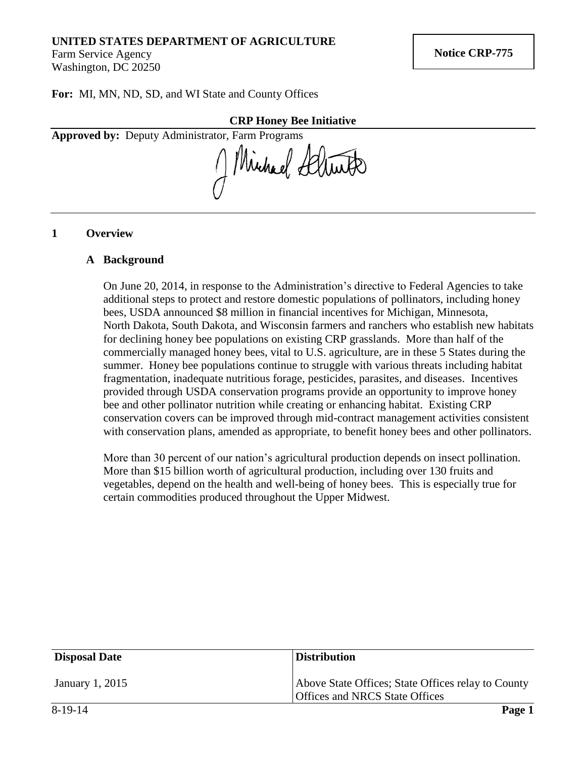**UNITED STATES DEPARTMENT OF AGRICULTURE**
Farm Service Agency
Washington, DC 20250

**Notice CRP-775**

**For:** MI, MN, ND, SD, and WI State and County Offices

**CRP Honey Bee Initiative**

**Approved by:** Deputy Administrator, Farm Programs

## 1 Overview

### A Background

On June 20, 2014, in response to the Administration's directive to Federal Agencies to take additional steps to protect and restore domestic populations of pollinators, including honey bees, USDA announced $8 million in financial incentives for Michigan, Minnesota, North Dakota, South Dakota, and Wisconsin farmers and ranchers who establish new habitats for declining honey bee populations on existing CRP grasslands. More than half of the commercially managed honey bees, vital to U.S. agriculture, are in these 5 States during the summer. Honey bee populations continue to struggle with various threats including habitat fragmentation, inadequate nutritious forage, pesticides, parasites, and diseases. Incentives provided through USDA conservation programs provide an opportunity to improve honey bee and other pollinator nutrition while creating or enhancing habitat. Existing CRP conservation covers can be improved through mid-contract management activities consistent with conservation plans, amended as appropriate, to benefit honey bees and other pollinators.

More than 30 percent of our nation's agricultural production depends on insect pollination. More than $15 billion worth of agricultural production, including over 130 fruits and vegetables, depend on the health and well-being of honey bees. This is especially true for certain commodities produced throughout the Upper Midwest.

| Disposal Date | Distribution |
| --- | --- |
| January 1, 2015 | Above State Offices; State Offices relay to County Offices and NRCS State Offices |

8-19-14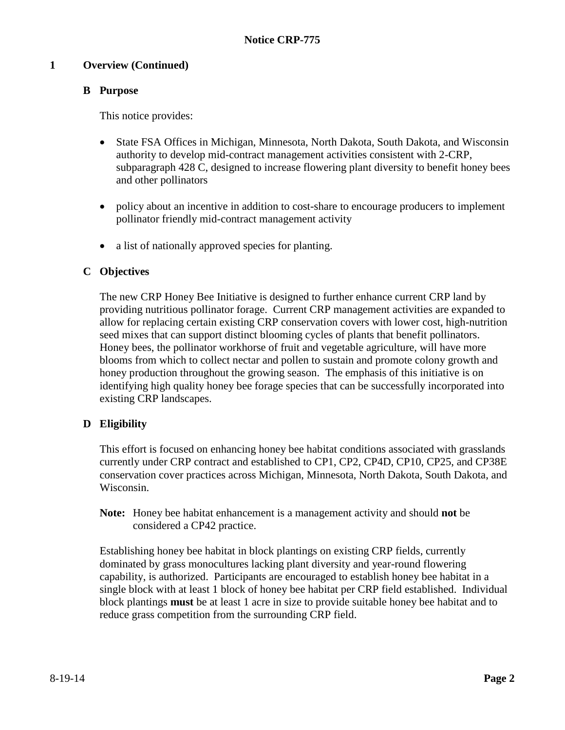## 1 Overview (Continued)

### B Purpose

This notice provides:

- State FSA Offices in Michigan, Minnesota, North Dakota, South Dakota, and Wisconsin authority to develop mid-contract management activities consistent with 2-CRP, subparagraph 428 C, designed to increase flowering plant diversity to benefit honey bees and other pollinators
- policy about an incentive in addition to cost-share to encourage producers to implement pollinator friendly mid-contract management activity
- a list of nationally approved species for planting.

### C Objectives

The new CRP Honey Bee Initiative is designed to further enhance current CRP land by providing nutritious pollinator forage. Current CRP management activities are expanded to allow for replacing certain existing CRP conservation covers with lower cost, high-nutrition seed mixes that can support distinct blooming cycles of plants that benefit pollinators. Honey bees, the pollinator workhorse of fruit and vegetable agriculture, will have more blooms from which to collect nectar and pollen to sustain and promote colony growth and honey production throughout the growing season. The emphasis of this initiative is on identifying high quality honey bee forage species that can be successfully incorporated into existing CRP landscapes.

### D Eligibility

This effort is focused on enhancing honey bee habitat conditions associated with grasslands currently under CRP contract and established to CP1, CP2, CP4D, CP10, CP25, and CP38E conservation cover practices across Michigan, Minnesota, North Dakota, South Dakota, and Wisconsin.

**Note:** Honey bee habitat enhancement is a management activity and should **not** be considered a CP42 practice.

Establishing honey bee habitat in block plantings on existing CRP fields, currently dominated by grass monocultures lacking plant diversity and year-round flowering capability, is authorized. Participants are encouraged to establish honey bee habitat in a single block with at least 1 block of honey bee habitat per CRP field established. Individual block plantings **must** be at least 1 acre in size to provide suitable honey bee habitat and to reduce grass competition from the surrounding CRP field.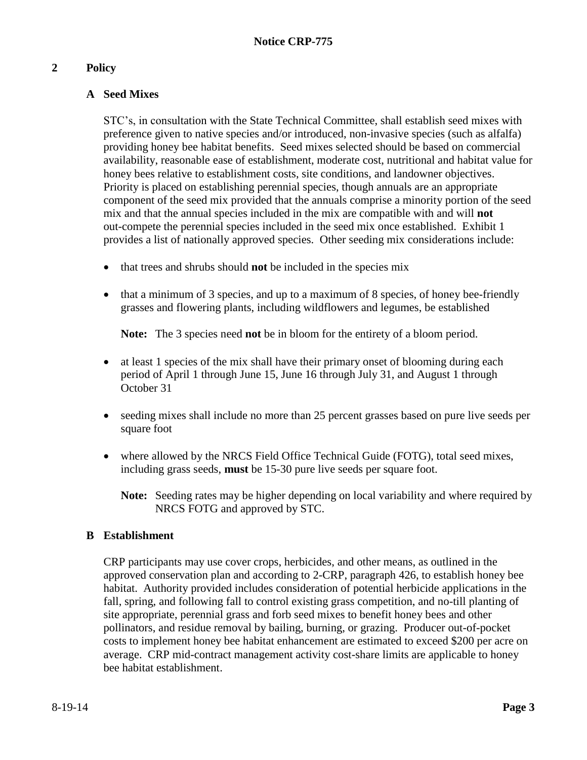## 2 Policy

### A Seed Mixes

STC's, in consultation with the State Technical Committee, shall establish seed mixes with preference given to native species and/or introduced, non-invasive species (such as alfalfa) providing honey bee habitat benefits. Seed mixes selected should be based on commercial availability, reasonable ease of establishment, moderate cost, nutritional and habitat value for honey bees relative to establishment costs, site conditions, and landowner objectives. Priority is placed on establishing perennial species, though annuals are an appropriate component of the seed mix provided that the annuals comprise a minority portion of the seed mix and that the annual species included in the mix are compatible with and will **not** out-compete the perennial species included in the seed mix once established. Exhibit 1 provides a list of nationally approved species. Other seeding mix considerations include:

- that trees and shrubs should **not** be included in the species mix
- that a minimum of 3 species, and up to a maximum of 8 species, of honey bee-friendly grasses and flowering plants, including wildflowers and legumes, be established

  **Note:** The 3 species need **not** be in bloom for the entirety of a bloom period.

- at least 1 species of the mix shall have their primary onset of blooming during each period of April 1 through June 15, June 16 through July 31, and August 1 through October 31
- seeding mixes shall include no more than 25 percent grasses based on pure live seeds per square foot
- where allowed by the NRCS Field Office Technical Guide (FOTG), total seed mixes, including grass seeds, **must** be 15-30 pure live seeds per square foot.

  **Note:** Seeding rates may be higher depending on local variability and where required by NRCS FOTG and approved by STC.

### B Establishment

CRP participants may use cover crops, herbicides, and other means, as outlined in the approved conservation plan and according to 2-CRP, paragraph 426, to establish honey bee habitat. Authority provided includes consideration of potential herbicide applications in the fall, spring, and following fall to control existing grass competition, and no-till planting of site appropriate, perennial grass and forb seed mixes to benefit honey bees and other pollinators, and residue removal by bailing, burning, or grazing. Producer out-of-pocket costs to implement honey bee habitat enhancement are estimated to exceed $200 per acre on average. CRP mid-contract management activity cost-share limits are applicable to honey bee habitat establishment.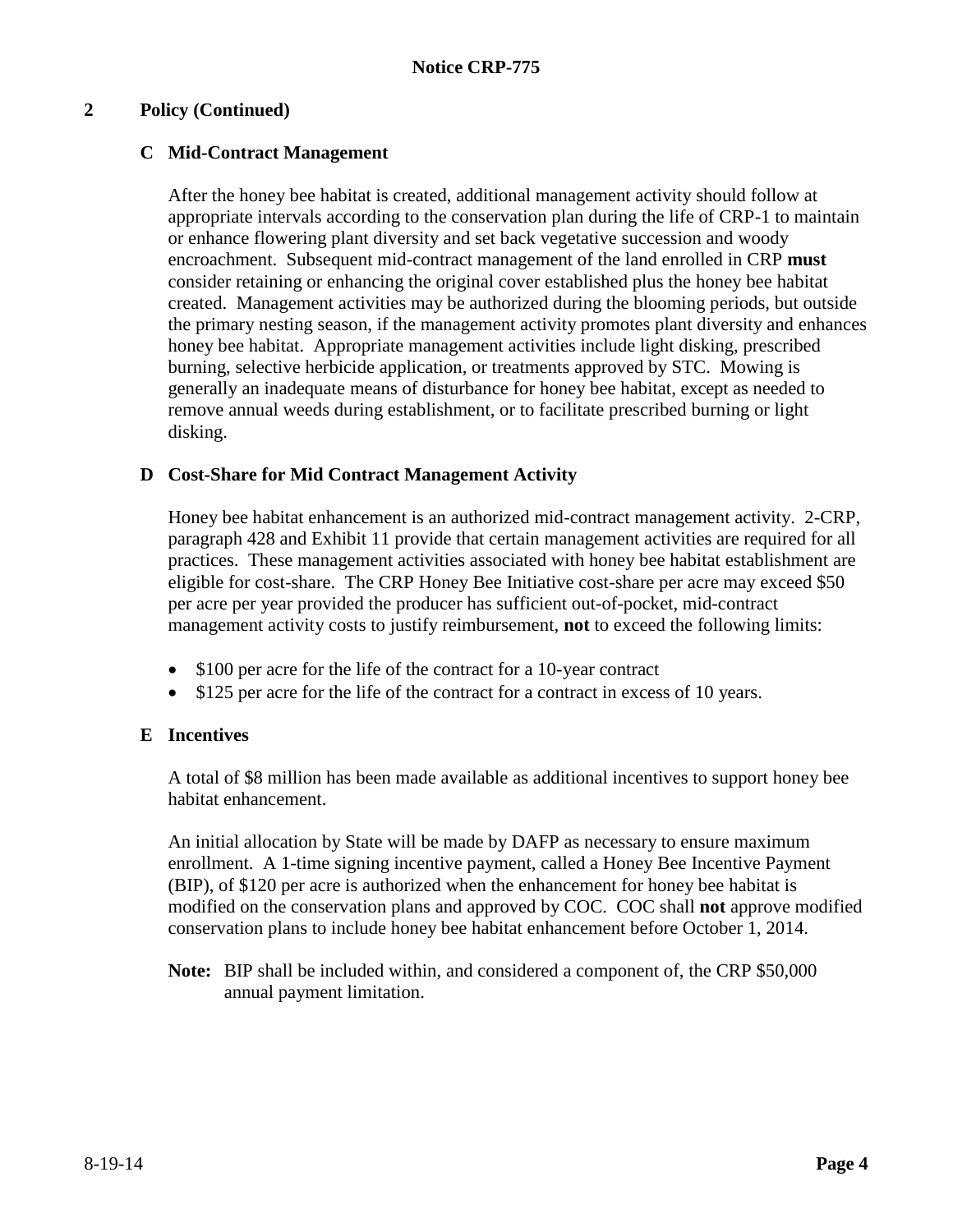## 2 Policy (Continued)

### C Mid-Contract Management

After the honey bee habitat is created, additional management activity should follow at appropriate intervals according to the conservation plan during the life of CRP-1 to maintain or enhance flowering plant diversity and set back vegetative succession and woody encroachment. Subsequent mid-contract management of the land enrolled in CRP **must** consider retaining or enhancing the original cover established plus the honey bee habitat created. Management activities may be authorized during the blooming periods, but outside the primary nesting season, if the management activity promotes plant diversity and enhances honey bee habitat. Appropriate management activities include light disking, prescribed burning, selective herbicide application, or treatments approved by STC. Mowing is generally an inadequate means of disturbance for honey bee habitat, except as needed to remove annual weeds during establishment, or to facilitate prescribed burning or light disking.

### D Cost-Share for Mid Contract Management Activity

Honey bee habitat enhancement is an authorized mid-contract management activity. 2-CRP, paragraph 428 and Exhibit 11 provide that certain management activities are required for all practices. These management activities associated with honey bee habitat establishment are eligible for cost-share. The CRP Honey Bee Initiative cost-share per acre may exceed $50 per acre per year provided the producer has sufficient out-of-pocket, mid-contract management activity costs to justify reimbursement, **not** to exceed the following limits:

- $100 per acre for the life of the contract for a 10-year contract
- $125 per acre for the life of the contract for a contract in excess of 10 years.

### E Incentives

A total of $8 million has been made available as additional incentives to support honey bee habitat enhancement.

An initial allocation by State will be made by DAFP as necessary to ensure maximum enrollment. A 1-time signing incentive payment, called a Honey Bee Incentive Payment (BIP), of $120 per acre is authorized when the enhancement for honey bee habitat is modified on the conservation plans and approved by COC. COC shall **not** approve modified conservation plans to include honey bee habitat enhancement before October 1, 2014.

**Note:** BIP shall be included within, and considered a component of, the CRP $50,000 annual payment limitation.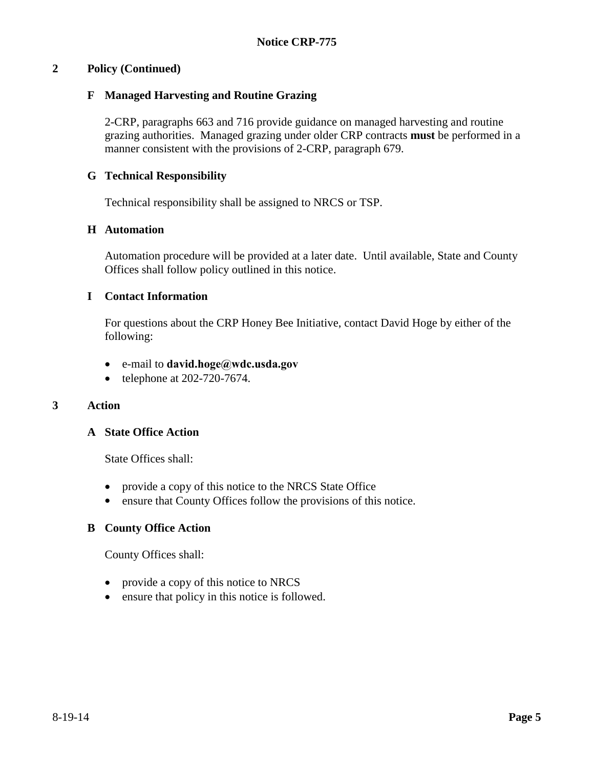## 2 Policy (Continued)

### F Managed Harvesting and Routine Grazing

2-CRP, paragraphs 663 and 716 provide guidance on managed harvesting and routine grazing authorities. Managed grazing under older CRP contracts **must** be performed in a manner consistent with the provisions of 2-CRP, paragraph 679.

### G Technical Responsibility

Technical responsibility shall be assigned to NRCS or TSP.

### H Automation

Automation procedure will be provided at a later date. Until available, State and County Offices shall follow policy outlined in this notice.

### I Contact Information

For questions about the CRP Honey Bee Initiative, contact David Hoge by either of the following:

- e-mail to **david.hoge@wdc.usda.gov**
- telephone at 202-720-7674.

## 3 Action

### A State Office Action

State Offices shall:

- provide a copy of this notice to the NRCS State Office
- ensure that County Offices follow the provisions of this notice.

### B County Office Action

County Offices shall:

- provide a copy of this notice to NRCS
- ensure that policy in this notice is followed.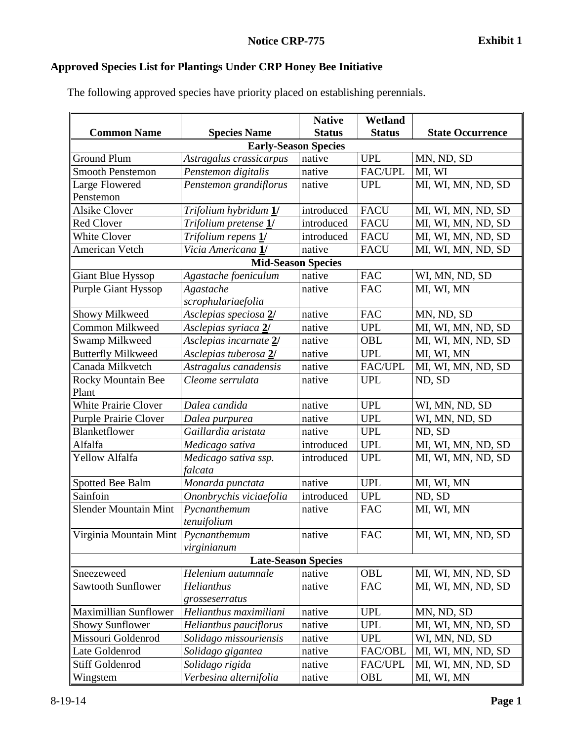**Notice CRP-775** **Exhibit 1**

## Approved Species List for Plantings Under CRP Honey Bee Initiative

The following approved species have priority placed on establishing perennials.

| Common Name | Species Name | Native Status | Wetland Status | State Occurrence |
|---|---|---|---|---|
| **Early-Season Species** | | | | |
| Ground Plum | *Astragalus crassicarpus* | native | UPL | MN, ND, SD |
| Smooth Penstemon | *Penstemon digitalis* | native | FAC/UPL | MI, WI |
| Large Flowered Penstemon | *Penstemon grandiflorus* | native | UPL | MI, WI, MN, ND, SD |
| Alsike Clover | *Trifolium hybridum* **1/** | introduced | FACU | MI, WI, MN, ND, SD |
| Red Clover | *Trifolium pretense* **1/** | introduced | FACU | MI, WI, MN, ND, SD |
| White Clover | *Trifolium repens* **1/** | introduced | FACU | MI, WI, MN, ND, SD |
| American Vetch | *Vicia Americana* **1/** | native | FACU | MI, WI, MN, ND, SD |
| **Mid-Season Species** | | | | |
| Giant Blue Hyssop | *Agastache foeniculum* | native | FAC | WI, MN, ND, SD |
| Purple Giant Hyssop | *Agastache scrophulariaefolia* | native | FAC | MI, WI, MN |
| Showy Milkweed | *Asclepias speciosa* **2/** | native | FAC | MN, ND, SD |
| Common Milkweed | *Asclepias syriaca* **2/** | native | UPL | MI, WI, MN, ND, SD |
| Swamp Milkweed | *Asclepias incarnate* **2/** | native | OBL | MI, WI, MN, ND, SD |
| Butterfly Milkweed | *Asclepias tuberosa* **2/** | native | UPL | MI, WI, MN |
| Canada Milkvetch | *Astragalus canadensis* | native | FAC/UPL | MI, WI, MN, ND, SD |
| Rocky Mountain Bee Plant | *Cleome serrulata* | native | UPL | ND, SD |
| White Prairie Clover | *Dalea candida* | native | UPL | WI, MN, ND, SD |
| Purple Prairie Clover | *Dalea purpurea* | native | UPL | WI, MN, ND, SD |
| Blanketflower | *Gaillardia aristata* | native | UPL | ND, SD |
| Alfalfa | *Medicago sativa* | introduced | UPL | MI, WI, MN, ND, SD |
| Yellow Alfalfa | *Medicago sativa ssp. falcata* | introduced | UPL | MI, WI, MN, ND, SD |
| Spotted Bee Balm | *Monarda punctata* | native | UPL | MI, WI, MN |
| Sainfoin | *Ononbrychis viciaefolia* | introduced | UPL | ND, SD |
| Slender Mountain Mint | *Pycnanthemum tenuifolium* | native | FAC | MI, WI, MN |
| Virginia Mountain Mint | *Pycnanthemum virginianum* | native | FAC | MI, WI, MN, ND, SD |
| **Late-Season Species** | | | | |
| Sneezeweed | *Helenium autumnale* | native | OBL | MI, WI, MN, ND, SD |
| Sawtooth Sunflower | *Helianthus grosseserratus* | native | FAC | MI, WI, MN, ND, SD |
| Maximillian Sunflower | *Helianthus maximiliani* | native | UPL | MN, ND, SD |
| Showy Sunflower | *Helianthus pauciflorus* | native | UPL | MI, WI, MN, ND, SD |
| Missouri Goldenrod | *Solidago missouriensis* | native | UPL | WI, MN, ND, SD |
| Late Goldenrod | *Solidago gigantea* | native | FAC/OBL | MI, WI, MN, ND, SD |
| Stiff Goldenrod | *Solidago rigida* | native | FAC/UPL | MI, WI, MN, ND, SD |
| Wingstem | *Verbesina alternifolia* | native | OBL | MI, WI, MN |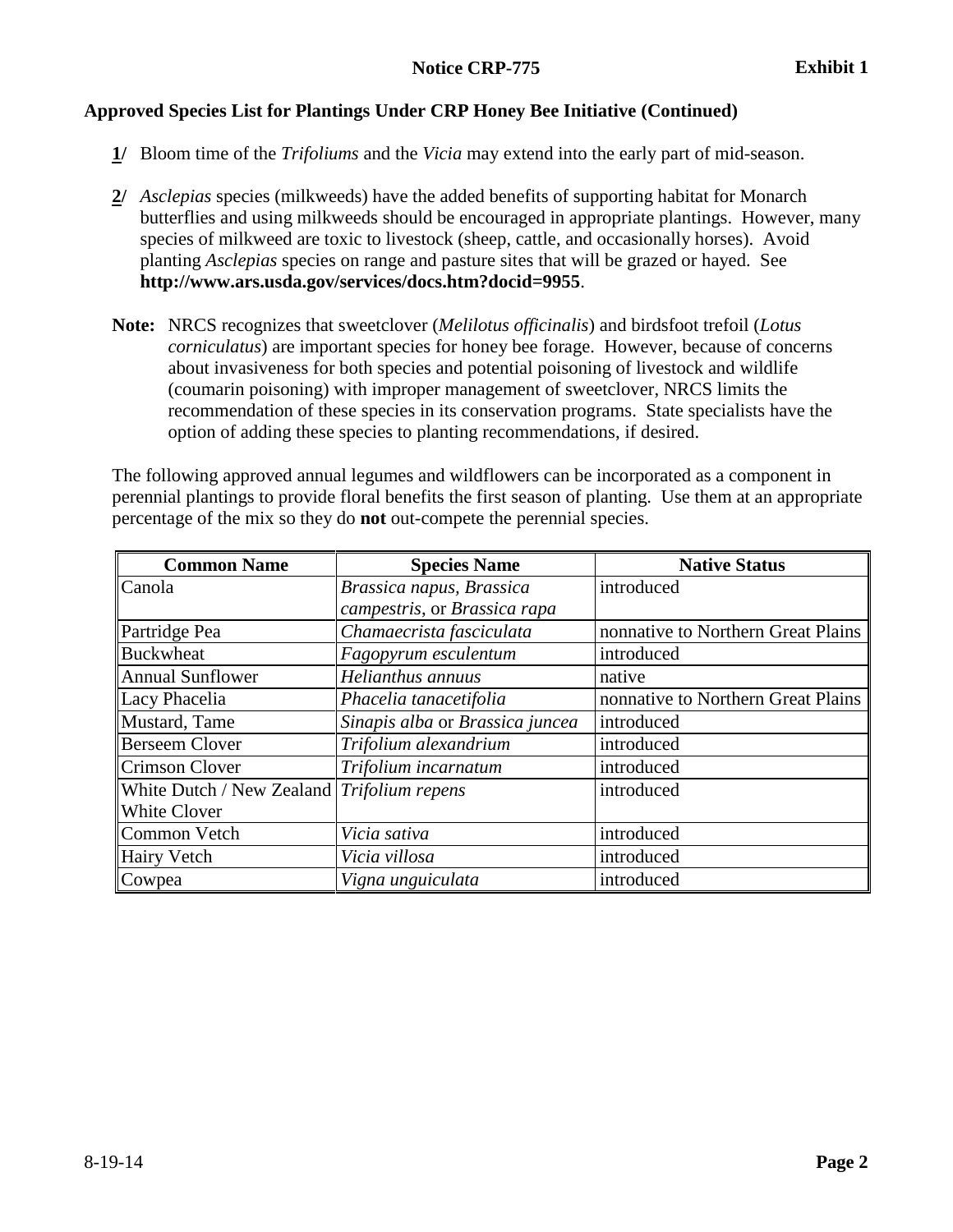**Notice CRP-775** **Exhibit 1**

**Approved Species List for Plantings Under CRP Honey Bee Initiative (Continued)**

**1/** Bloom time of the *Trifoliums* and the *Vicia* may extend into the early part of mid-season.

**2/** *Asclepias* species (milkweeds) have the added benefits of supporting habitat for Monarch butterflies and using milkweeds should be encouraged in appropriate plantings. However, many species of milkweed are toxic to livestock (sheep, cattle, and occasionally horses). Avoid planting *Asclepias* species on range and pasture sites that will be grazed or hayed. See **http://www.ars.usda.gov/services/docs.htm?docid=9955**.

**Note:** NRCS recognizes that sweetclover (*Melilotus officinalis*) and birdsfoot trefoil (*Lotus corniculatus*) are important species for honey bee forage. However, because of concerns about invasiveness for both species and potential poisoning of livestock and wildlife (coumarin poisoning) with improper management of sweetclover, NRCS limits the recommendation of these species in its conservation programs. State specialists have the option of adding these species to planting recommendations, if desired.

The following approved annual legumes and wildflowers can be incorporated as a component in perennial plantings to provide floral benefits the first season of planting. Use them at an appropriate percentage of the mix so they do **not** out-compete the perennial species.

| Common Name | Species Name | Native Status |
|---|---|---|
| Canola | *Brassica napus, Brassica campestris*, or *Brassica rapa* | introduced |
| Partridge Pea | *Chamaecrista fasciculata* | nonnative to Northern Great Plains |
| Buckwheat | *Fagopyrum esculentum* | introduced |
| Annual Sunflower | *Helianthus annuus* | native |
| Lacy Phacelia | *Phacelia tanacetifolia* | nonnative to Northern Great Plains |
| Mustard, Tame | *Sinapis alba* or *Brassica juncea* | introduced |
| Berseem Clover | *Trifolium alexandrium* | introduced |
| Crimson Clover | *Trifolium incarnatum* | introduced |
| White Dutch / New Zealand White Clover | *Trifolium repens* | introduced |
| Common Vetch | *Vicia sativa* | introduced |
| Hairy Vetch | *Vicia villosa* | introduced |
| Cowpea | *Vigna unguiculata* | introduced |

8-19-14